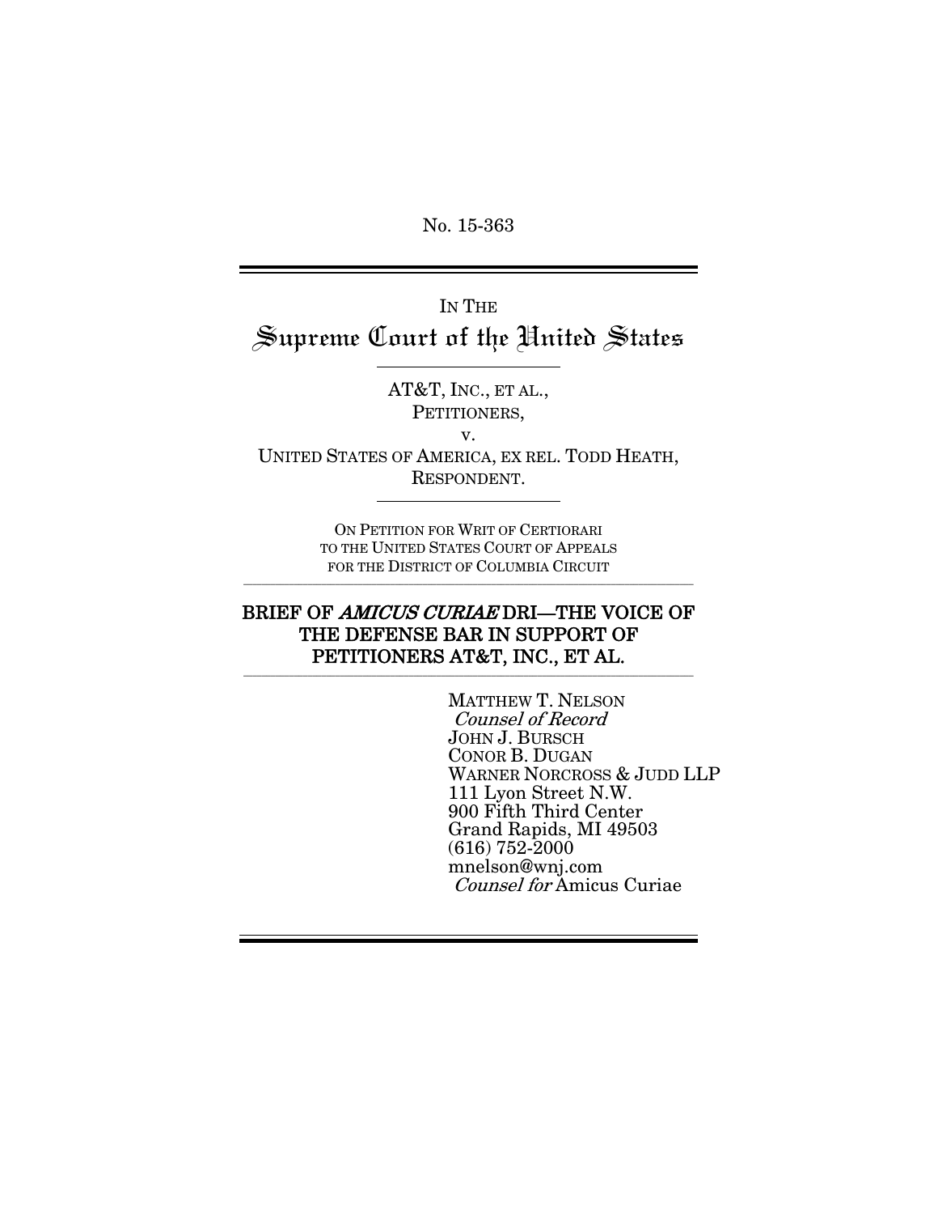No. 15-363

IN THE

# Supreme Court of the United States

AT&T, INC., ET AL.,
PETITIONERS,

v.

UNITED STATES OF AMERICA, EX REL. TODD HEATH,
RESPONDENT.

ON PETITION FOR WRIT OF CERTIORARI
TO THE UNITED STATES COURT OF APPEALS
FOR THE DISTRICT OF COLUMBIA CIRCUIT

## BRIEF OF *AMICUS CURIAE* DRI—THE VOICE OF THE DEFENSE BAR IN SUPPORT OF PETITIONERS AT&T, INC., ET AL.

MATTHEW T. NELSON
*Counsel of Record*
JOHN J. BURSCH
CONOR B. DUGAN
WARNER NORCROSS & JUDD LLP
111 Lyon Street N.W.
900 Fifth Third Center
Grand Rapids, MI 49503
(616) 752-2000
mnelson@wnj.com
*Counsel for* Amicus Curiae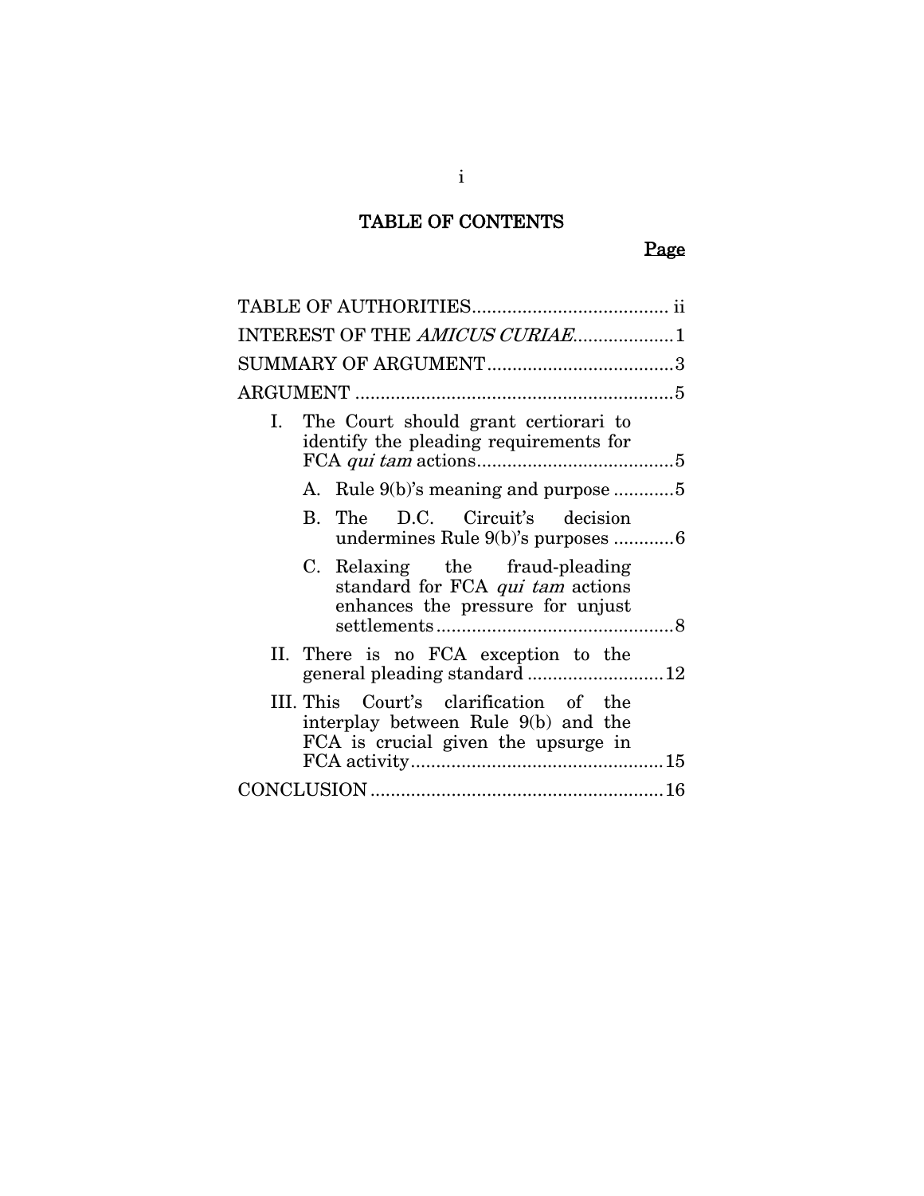# TABLE OF CONTENTS

| | Page |
|---|---|
| TABLE OF AUTHORITIES | ii |
| INTEREST OF THE *AMICUS CURIAE* | 1 |
| SUMMARY OF ARGUMENT | 3 |
| ARGUMENT | 5 |
| I. The Court should grant certiorari to identify the pleading requirements for FCA *qui tam* actions | 5 |
| A. Rule 9(b)'s meaning and purpose | 5 |
| B. The D.C. Circuit's decision undermines Rule 9(b)'s purposes | 6 |
| C. Relaxing the fraud-pleading standard for FCA *qui tam* actions enhances the pressure for unjust settlements | 8 |
| II. There is no FCA exception to the general pleading standard | 12 |
| III. This Court's clarification of the interplay between Rule 9(b) and the FCA is crucial given the upsurge in FCA activity | 15 |
| CONCLUSION | 16 |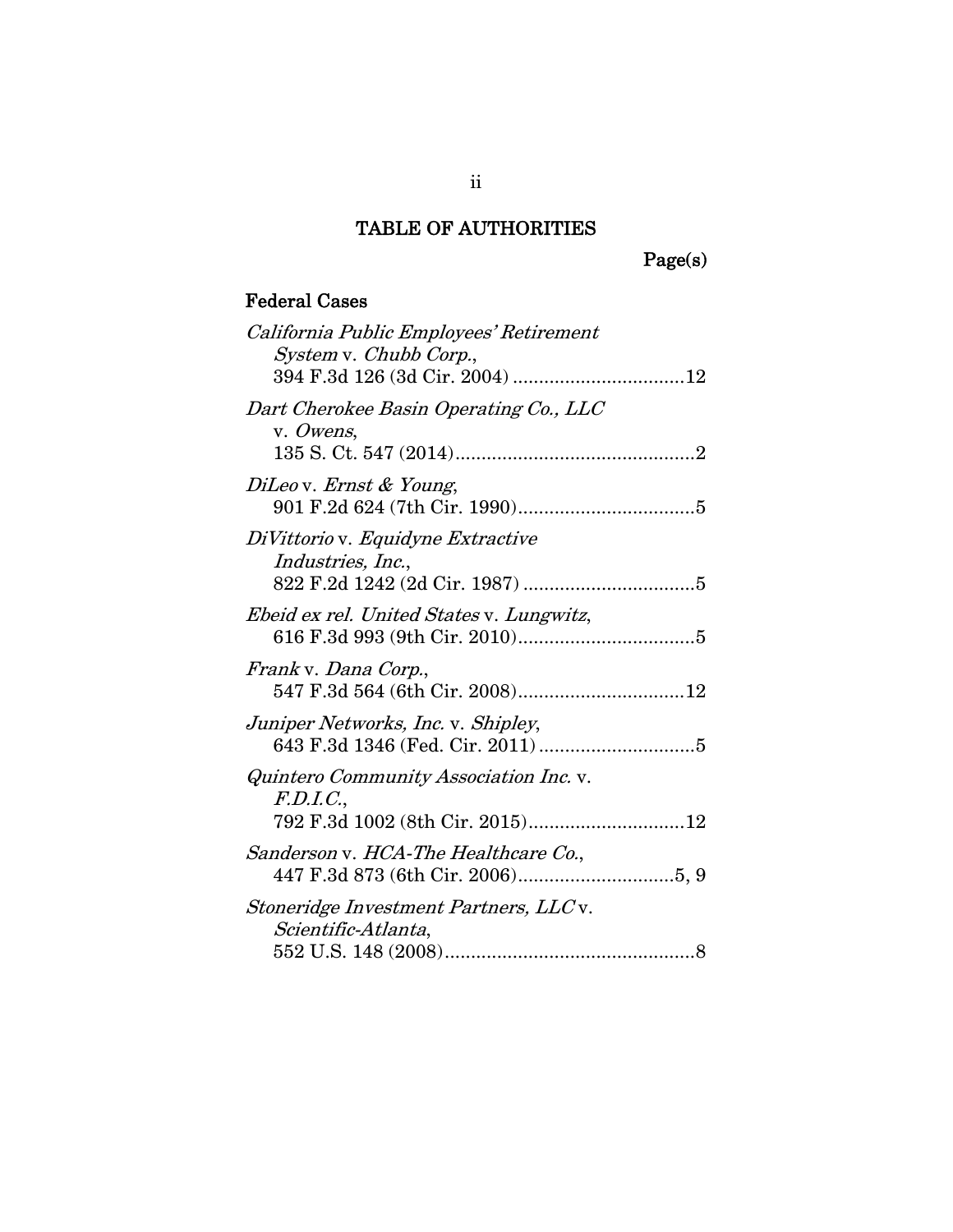# TABLE OF AUTHORITIES

Page(s)

## Federal Cases

*California Public Employees' Retirement System* v. *Chubb Corp.*, 394 F.3d 126 (3d Cir. 2004) ................................12

*Dart Cherokee Basin Operating Co., LLC* v. *Owens*, 135 S. Ct. 547 (2014)..............................................2

*DiLeo* v. *Ernst & Young*, 901 F.2d 624 (7th Cir. 1990)..................................5

*DiVittorio* v. *Equidyne Extractive Industries, Inc.*, 822 F.2d 1242 (2d Cir. 1987) ................................5

*Ebeid ex rel. United States* v. *Lungwitz*, 616 F.3d 993 (9th Cir. 2010)..................................5

*Frank* v. *Dana Corp.*, 547 F.3d 564 (6th Cir. 2008)................................12

*Juniper Networks, Inc.* v. *Shipley*, 643 F.3d 1346 (Fed. Cir. 2011) ..............................5

*Quintero Community Association Inc.* v. *F.D.I.C.*, 792 F.3d 1002 (8th Cir. 2015)..............................12

*Sanderson* v. *HCA-The Healthcare Co.*, 447 F.3d 873 (6th Cir. 2006)..............................5, 9

*Stoneridge Investment Partners, LLC* v. *Scientific-Atlanta*, 552 U.S. 148 (2008)................................................8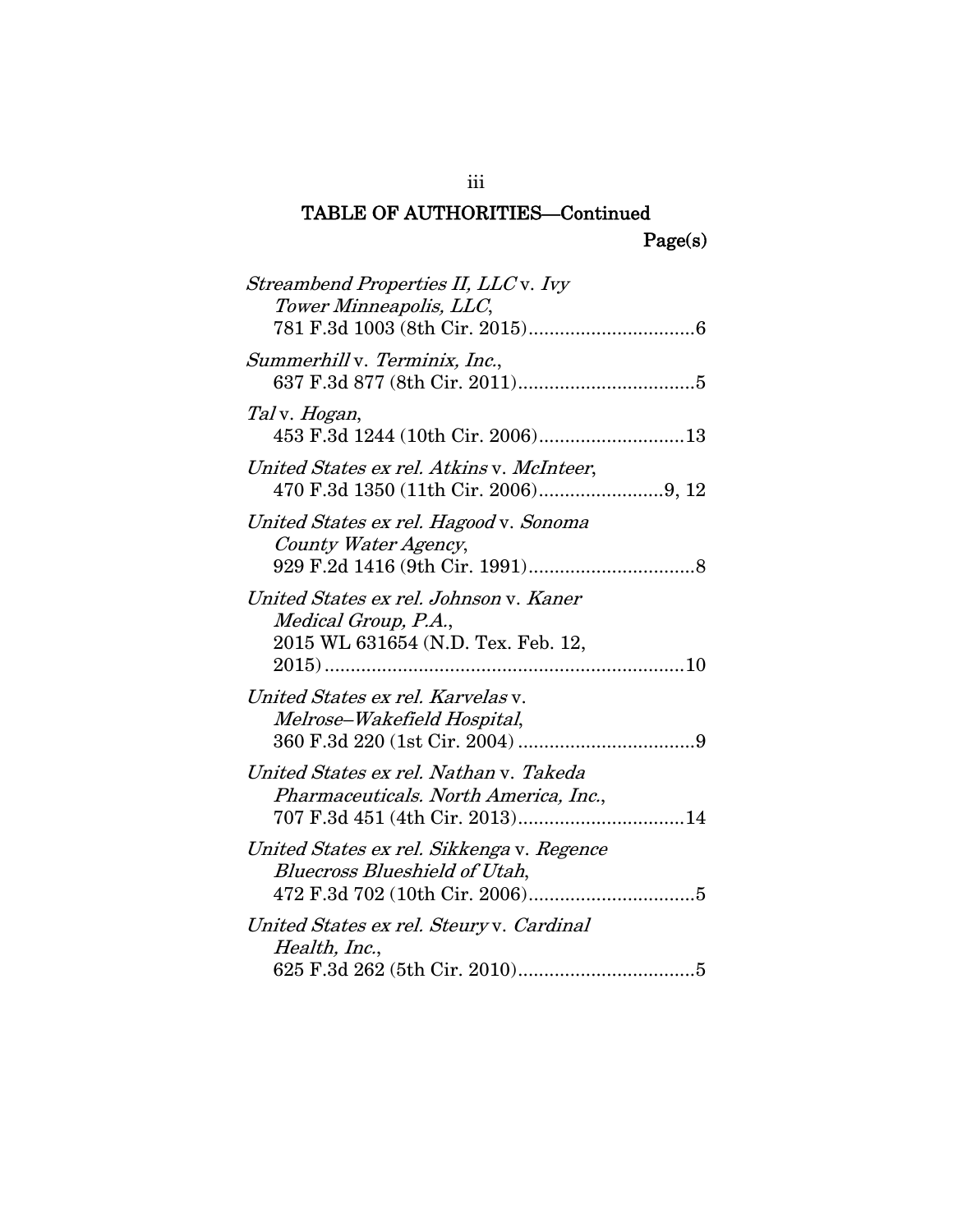## TABLE OF AUTHORITIES—Continued

Page(s)

*Streambend Properties II, LLC* v. *Ivy Tower Minneapolis, LLC*, 781 F.3d 1003 (8th Cir. 2015)................................6

*Summerhill* v. *Terminix, Inc.*, 637 F.3d 877 (8th Cir. 2011)..................................5

*Tal* v. *Hogan*, 453 F.3d 1244 (10th Cir. 2006)............................13

*United States ex rel. Atkins* v. *McInteer*, 470 F.3d 1350 (11th Cir. 2006)........................9, 12

*United States ex rel. Hagood* v. *Sonoma County Water Agency*, 929 F.2d 1416 (9th Cir. 1991)................................8

*United States ex rel. Johnson* v. *Kaner Medical Group, P.A.*, 2015 WL 631654 (N.D. Tex. Feb. 12, 2015)....................................................................10

*United States ex rel. Karvelas* v. *Melrose–Wakefield Hospital*, 360 F.3d 220 (1st Cir. 2004) ..................................9

*United States ex rel. Nathan* v. *Takeda Pharmaceuticals. North America, Inc.*, 707 F.3d 451 (4th Cir. 2013)................................14

*United States ex rel. Sikkenga* v. *Regence Bluecross Blueshield of Utah*, 472 F.3d 702 (10th Cir. 2006)................................5

*United States ex rel. Steury* v. *Cardinal Health, Inc.*, 625 F.3d 262 (5th Cir. 2010)..................................5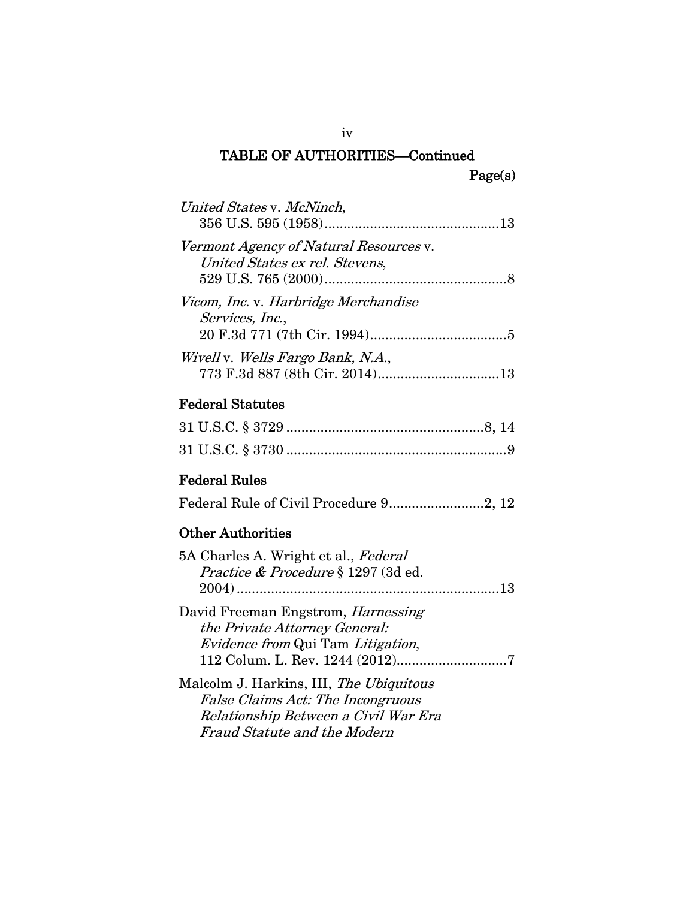## TABLE OF AUTHORITIES—Continued

Page(s)

*United States* v. *McNinch*,
356 U.S. 595 (1958)..............................................13

*Vermont Agency of Natural Resources* v.
*United States ex rel. Stevens*,
529 U.S. 765 (2000)................................................8

*Vicom, Inc.* v. *Harbridge Merchandise Services, Inc.*,
20 F.3d 771 (7th Cir. 1994)....................................5

*Wivell* v. *Wells Fargo Bank, N.A.*,
773 F.3d 887 (8th Cir. 2014)................................13

### Federal Statutes

31 U.S.C. § 3729 ....................................................8, 14

31 U.S.C. § 3730 ..........................................................9

### Federal Rules

Federal Rule of Civil Procedure 9.........................2, 12

### Other Authorities

5A Charles A. Wright et al., *Federal Practice & Procedure* § 1297 (3d ed. 2004).....................................................................13

David Freeman Engstrom, *Harnessing the Private Attorney General: Evidence from* Qui Tam *Litigation*,
112 Colum. L. Rev. 1244 (2012).............................7

Malcolm J. Harkins, III, *The Ubiquitous False Claims Act: The Incongruous Relationship Between a Civil War Era Fraud Statute and the Modern*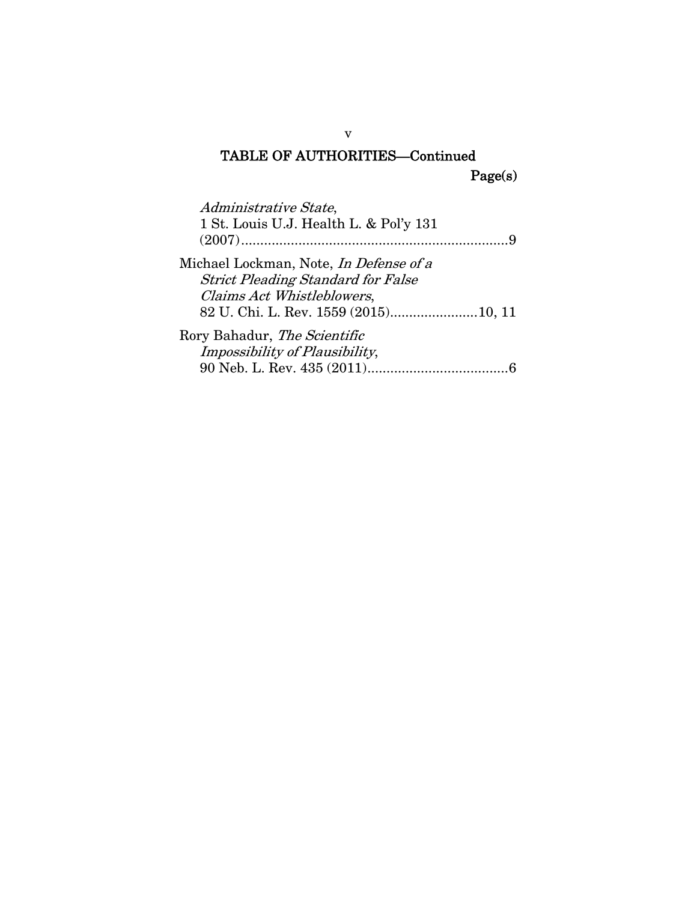## TABLE OF AUTHORITIES—Continued

Page(s)

*Administrative State*, 1 St. Louis U.J. Health L. & Pol'y 131 (2007)....................................................................9

Michael Lockman, Note, *In Defense of a Strict Pleading Standard for False Claims Act Whistleblowers*, 82 U. Chi. L. Rev. 1559 (2015).......................10, 11

Rory Bahadur, *The Scientific Impossibility of Plausibility*, 90 Neb. L. Rev. 435 (2011).....................................6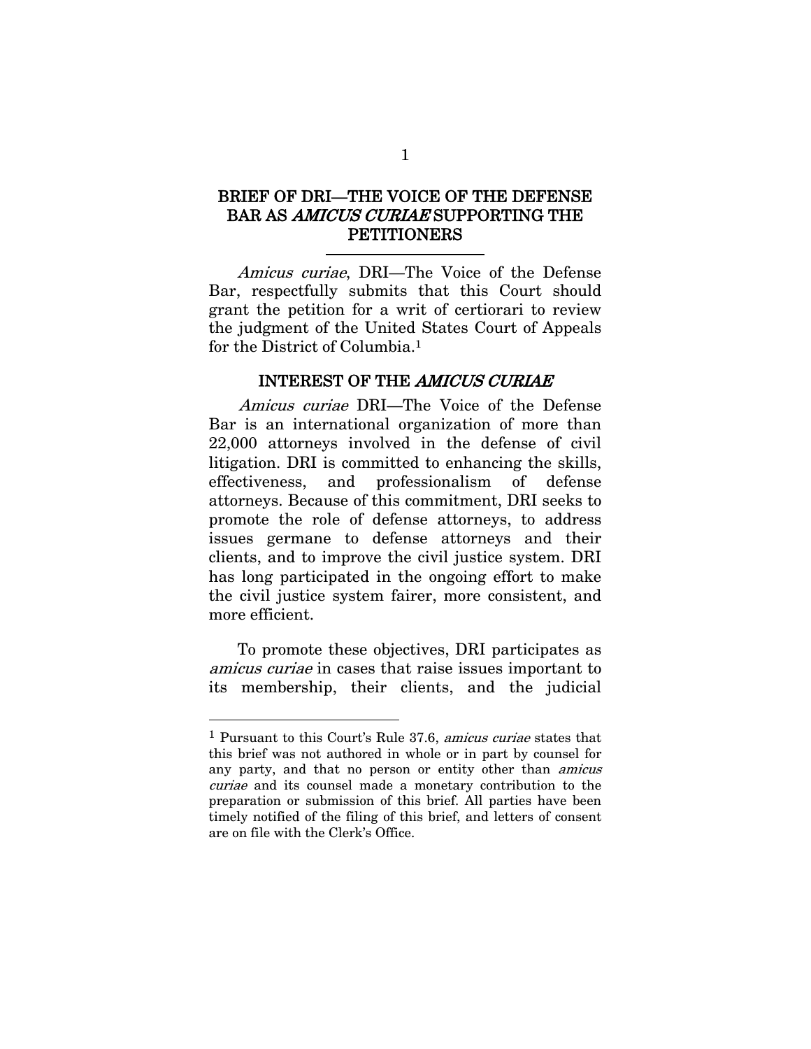## BRIEF OF DRI—THE VOICE OF THE DEFENSE BAR AS *AMICUS CURIAE* SUPPORTING THE PETITIONERS

*Amicus curiae*, DRI—The Voice of the Defense Bar, respectfully submits that this Court should grant the petition for a writ of certiorari to review the judgment of the United States Court of Appeals for the District of Columbia.[1]

### INTEREST OF THE *AMICUS CURIAE*

*Amicus curiae* DRI—The Voice of the Defense Bar is an international organization of more than 22,000 attorneys involved in the defense of civil litigation. DRI is committed to enhancing the skills, effectiveness, and professionalism of defense attorneys. Because of this commitment, DRI seeks to promote the role of defense attorneys, to address issues germane to defense attorneys and their clients, and to improve the civil justice system. DRI has long participated in the ongoing effort to make the civil justice system fairer, more consistent, and more efficient.

To promote these objectives, DRI participates as *amicus curiae* in cases that raise issues important to its membership, their clients, and the judicial

---

[1] Pursuant to this Court's Rule 37.6, *amicus curiae* states that this brief was not authored in whole or in part by counsel for any party, and that no person or entity other than *amicus curiae* and its counsel made a monetary contribution to the preparation or submission of this brief. All parties have been timely notified of the filing of this brief, and letters of consent are on file with the Clerk's Office.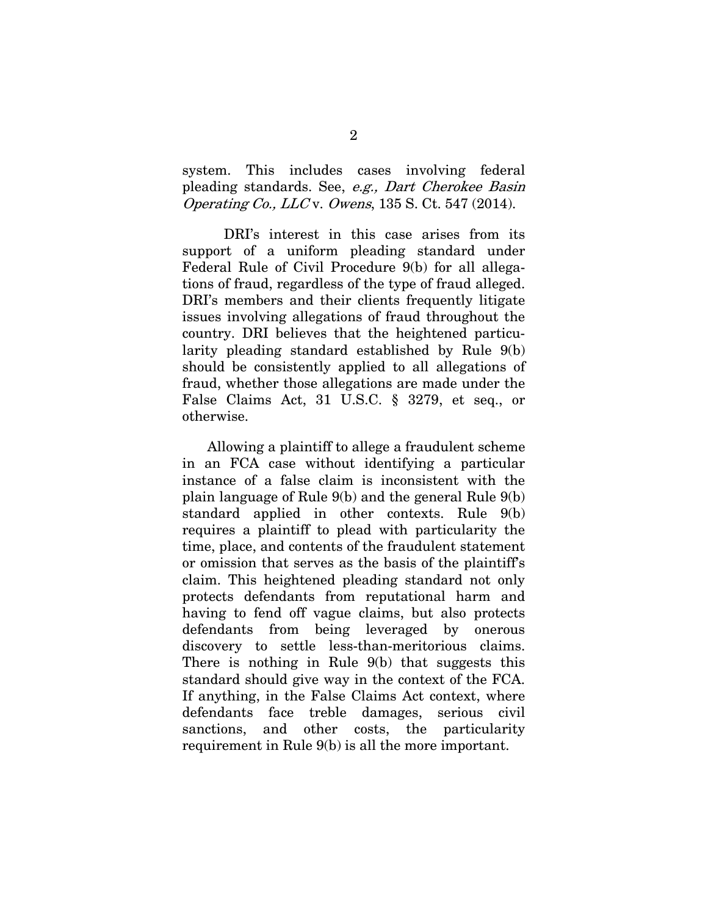system. This includes cases involving federal pleading standards. See, *e.g., Dart Cherokee Basin Operating Co., LLC* v. *Owens*, 135 S. Ct. 547 (2014).

DRI's interest in this case arises from its support of a uniform pleading standard under Federal Rule of Civil Procedure 9(b) for all allegations of fraud, regardless of the type of fraud alleged. DRI's members and their clients frequently litigate issues involving allegations of fraud throughout the country. DRI believes that the heightened particularity pleading standard established by Rule 9(b) should be consistently applied to all allegations of fraud, whether those allegations are made under the False Claims Act, 31 U.S.C. § 3279, et seq., or otherwise.

Allowing a plaintiff to allege a fraudulent scheme in an FCA case without identifying a particular instance of a false claim is inconsistent with the plain language of Rule 9(b) and the general Rule 9(b) standard applied in other contexts. Rule 9(b) requires a plaintiff to plead with particularity the time, place, and contents of the fraudulent statement or omission that serves as the basis of the plaintiff's claim. This heightened pleading standard not only protects defendants from reputational harm and having to fend off vague claims, but also protects defendants from being leveraged by onerous discovery to settle less-than-meritorious claims. There is nothing in Rule 9(b) that suggests this standard should give way in the context of the FCA. If anything, in the False Claims Act context, where defendants face treble damages, serious civil sanctions, and other costs, the particularity requirement in Rule 9(b) is all the more important.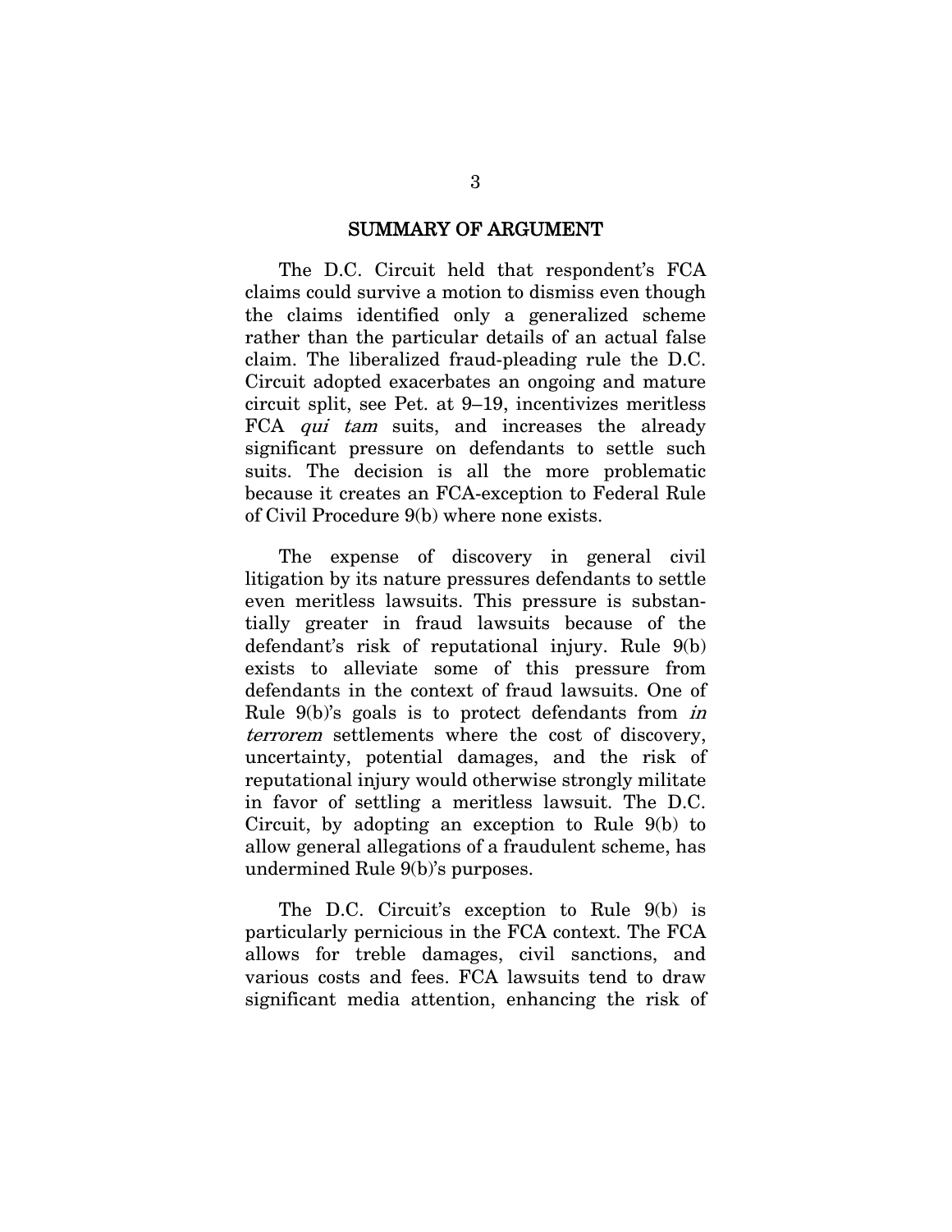## SUMMARY OF ARGUMENT

The D.C. Circuit held that respondent's FCA claims could survive a motion to dismiss even though the claims identified only a generalized scheme rather than the particular details of an actual false claim. The liberalized fraud-pleading rule the D.C. Circuit adopted exacerbates an ongoing and mature circuit split, see Pet. at 9–19, incentivizes meritless FCA *qui tam* suits, and increases the already significant pressure on defendants to settle such suits. The decision is all the more problematic because it creates an FCA-exception to Federal Rule of Civil Procedure 9(b) where none exists.

The expense of discovery in general civil litigation by its nature pressures defendants to settle even meritless lawsuits. This pressure is substantially greater in fraud lawsuits because of the defendant's risk of reputational injury. Rule 9(b) exists to alleviate some of this pressure from defendants in the context of fraud lawsuits. One of Rule 9(b)'s goals is to protect defendants from *in terrorem* settlements where the cost of discovery, uncertainty, potential damages, and the risk of reputational injury would otherwise strongly militate in favor of settling a meritless lawsuit. The D.C. Circuit, by adopting an exception to Rule 9(b) to allow general allegations of a fraudulent scheme, has undermined Rule 9(b)'s purposes.

The D.C. Circuit's exception to Rule 9(b) is particularly pernicious in the FCA context. The FCA allows for treble damages, civil sanctions, and various costs and fees. FCA lawsuits tend to draw significant media attention, enhancing the risk of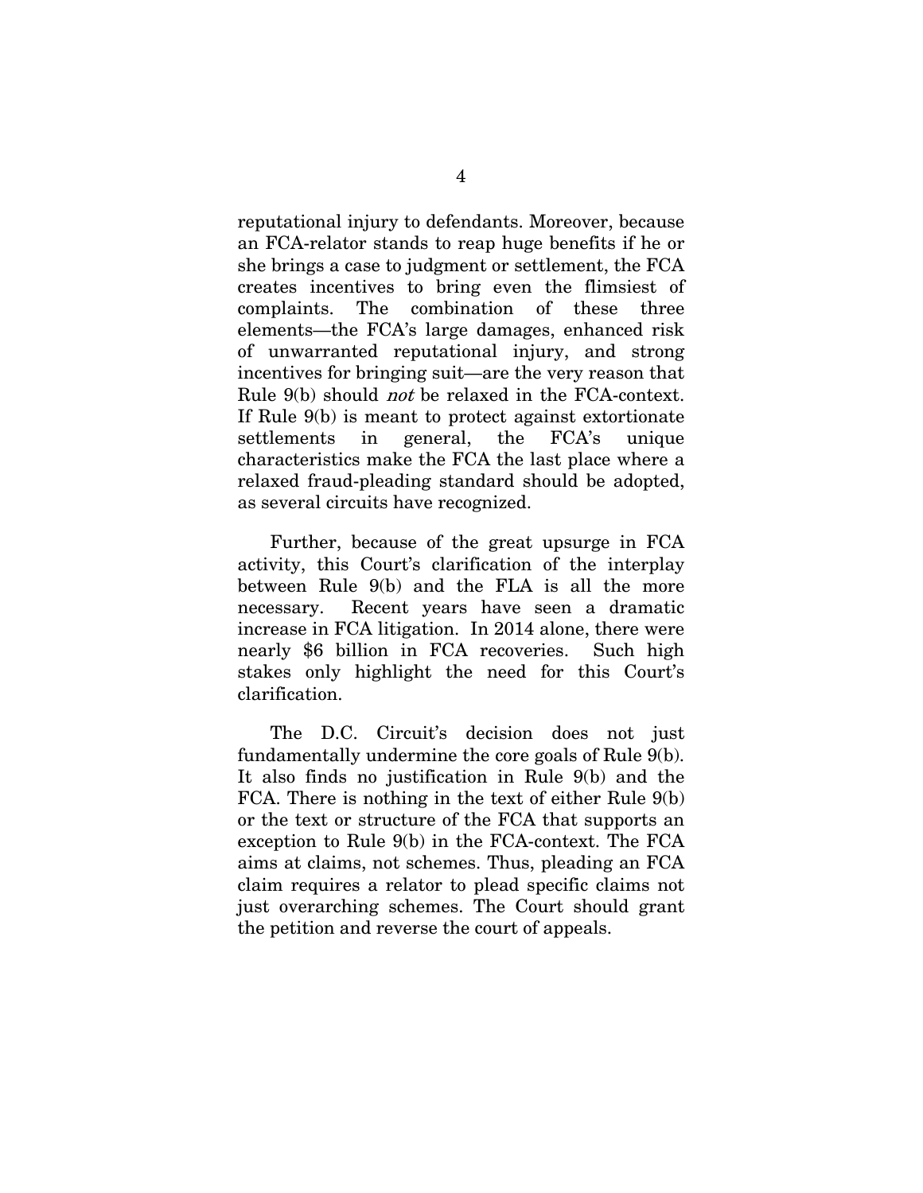reputational injury to defendants. Moreover, because an FCA-relator stands to reap huge benefits if he or she brings a case to judgment or settlement, the FCA creates incentives to bring even the flimsiest of complaints. The combination of these three elements—the FCA's large damages, enhanced risk of unwarranted reputational injury, and strong incentives for bringing suit—are the very reason that Rule 9(b) should *not* be relaxed in the FCA-context. If Rule 9(b) is meant to protect against extortionate settlements in general, the FCA's unique characteristics make the FCA the last place where a relaxed fraud-pleading standard should be adopted, as several circuits have recognized.

Further, because of the great upsurge in FCA activity, this Court's clarification of the interplay between Rule 9(b) and the FLA is all the more necessary. Recent years have seen a dramatic increase in FCA litigation. In 2014 alone, there were nearly $6 billion in FCA recoveries. Such high stakes only highlight the need for this Court's clarification.

The D.C. Circuit's decision does not just fundamentally undermine the core goals of Rule 9(b). It also finds no justification in Rule 9(b) and the FCA. There is nothing in the text of either Rule 9(b) or the text or structure of the FCA that supports an exception to Rule 9(b) in the FCA-context. The FCA aims at claims, not schemes. Thus, pleading an FCA claim requires a relator to plead specific claims not just overarching schemes. The Court should grant the petition and reverse the court of appeals.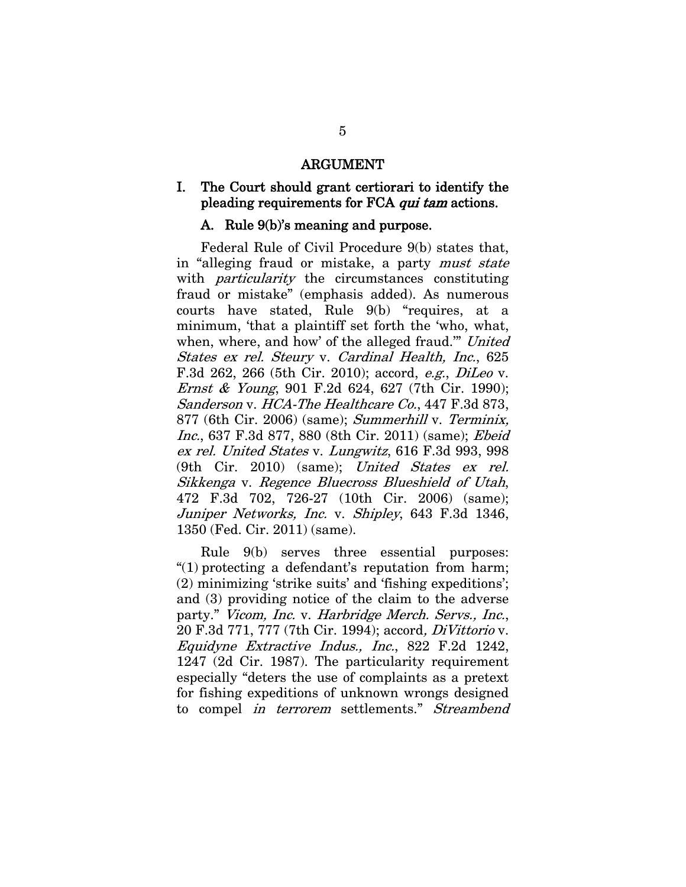# ARGUMENT

## I. The Court should grant certiorari to identify the pleading requirements for FCA *qui tam* actions.

### A. Rule 9(b)'s meaning and purpose.

Federal Rule of Civil Procedure 9(b) states that, in "alleging fraud or mistake, a party *must state* with *particularity* the circumstances constituting fraud or mistake" (emphasis added). As numerous courts have stated, Rule 9(b) "requires, at a minimum, 'that a plaintiff set forth the 'who, what, when, where, and how' of the alleged fraud.'" *United States ex rel. Steury* v. *Cardinal Health, Inc.*, 625 F.3d 262, 266 (5th Cir. 2010); accord, *e.g.*, *DiLeo* v. *Ernst & Young*, 901 F.2d 624, 627 (7th Cir. 1990); *Sanderson* v. *HCA-The Healthcare Co.*, 447 F.3d 873, 877 (6th Cir. 2006) (same); *Summerhill* v. *Terminix, Inc.*, 637 F.3d 877, 880 (8th Cir. 2011) (same); *Ebeid ex rel. United States* v. *Lungwitz*, 616 F.3d 993, 998 (9th Cir. 2010) (same); *United States ex rel. Sikkenga* v. *Regence Bluecross Blueshield of Utah*, 472 F.3d 702, 726-27 (10th Cir. 2006) (same); *Juniper Networks, Inc.* v. *Shipley*, 643 F.3d 1346, 1350 (Fed. Cir. 2011) (same).

Rule 9(b) serves three essential purposes: "(1) protecting a defendant's reputation from harm; (2) minimizing 'strike suits' and 'fishing expeditions'; and (3) providing notice of the claim to the adverse party." *Vicom, Inc.* v. *Harbridge Merch. Servs., Inc.*, 20 F.3d 771, 777 (7th Cir. 1994); accord*, DiVittorio* v. *Equidyne Extractive Indus., Inc.*, 822 F.2d 1242, 1247 (2d Cir. 1987). The particularity requirement especially "deters the use of complaints as a pretext for fishing expeditions of unknown wrongs designed to compel *in terrorem* settlements." *Streambend*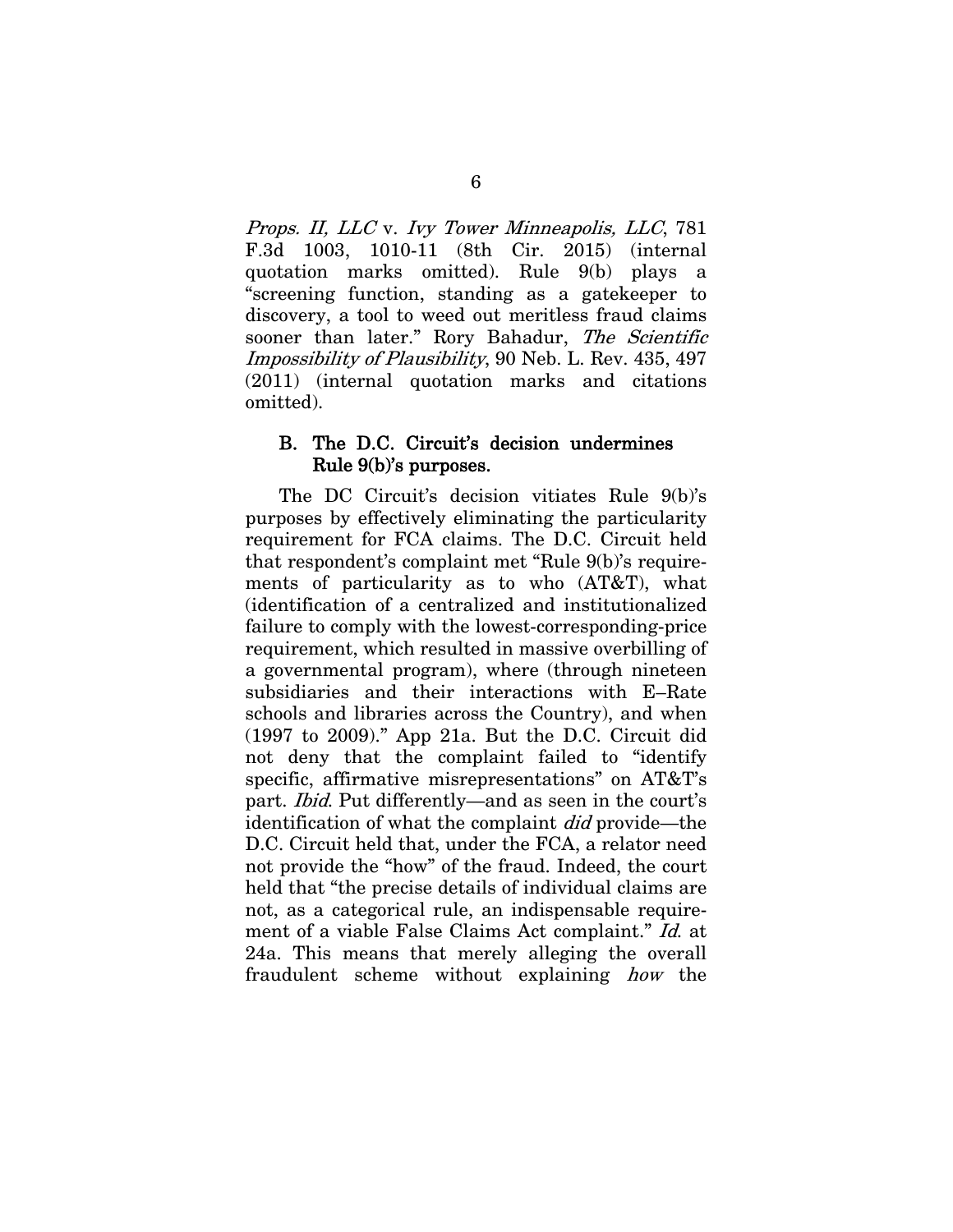*Props. II, LLC* v. *Ivy Tower Minneapolis, LLC*, 781 F.3d 1003, 1010-11 (8th Cir. 2015) (internal quotation marks omitted). Rule 9(b) plays a "screening function, standing as a gatekeeper to discovery, a tool to weed out meritless fraud claims sooner than later." Rory Bahadur, *The Scientific Impossibility of Plausibility*, 90 Neb. L. Rev. 435, 497 (2011) (internal quotation marks and citations omitted).

### B. The D.C. Circuit's decision undermines Rule 9(b)'s purposes.

The DC Circuit's decision vitiates Rule 9(b)'s purposes by effectively eliminating the particularity requirement for FCA claims. The D.C. Circuit held that respondent's complaint met "Rule 9(b)'s requirements of particularity as to who (AT&T), what (identification of a centralized and institutionalized failure to comply with the lowest-corresponding-price requirement, which resulted in massive overbilling of a governmental program), where (through nineteen subsidiaries and their interactions with E–Rate schools and libraries across the Country), and when (1997 to 2009)." App 21a. But the D.C. Circuit did not deny that the complaint failed to "identify specific, affirmative misrepresentations" on AT&T's part. *Ibid.* Put differently—and as seen in the court's identification of what the complaint *did* provide—the D.C. Circuit held that, under the FCA, a relator need not provide the "how" of the fraud. Indeed, the court held that "the precise details of individual claims are not, as a categorical rule, an indispensable requirement of a viable False Claims Act complaint." *Id.* at 24a. This means that merely alleging the overall fraudulent scheme without explaining *how* the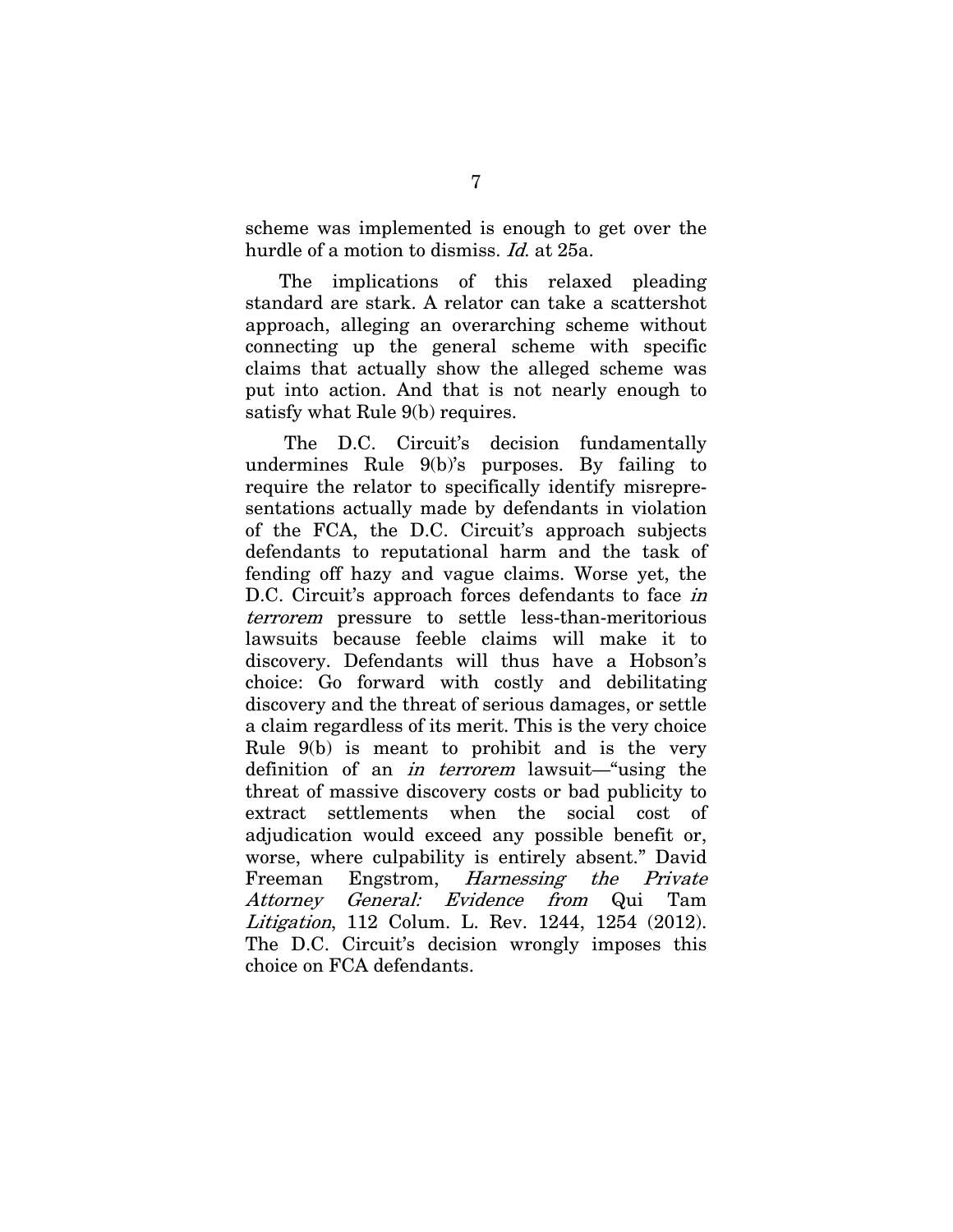scheme was implemented is enough to get over the hurdle of a motion to dismiss. *Id.* at 25a.

The implications of this relaxed pleading standard are stark. A relator can take a scattershot approach, alleging an overarching scheme without connecting up the general scheme with specific claims that actually show the alleged scheme was put into action. And that is not nearly enough to satisfy what Rule 9(b) requires.

The D.C. Circuit's decision fundamentally undermines Rule 9(b)'s purposes. By failing to require the relator to specifically identify misrepresentations actually made by defendants in violation of the FCA, the D.C. Circuit's approach subjects defendants to reputational harm and the task of fending off hazy and vague claims. Worse yet, the D.C. Circuit's approach forces defendants to face *in terrorem* pressure to settle less-than-meritorious lawsuits because feeble claims will make it to discovery. Defendants will thus have a Hobson's choice: Go forward with costly and debilitating discovery and the threat of serious damages, or settle a claim regardless of its merit. This is the very choice Rule 9(b) is meant to prohibit and is the very definition of an *in terrorem* lawsuit—"using the threat of massive discovery costs or bad publicity to extract settlements when the social cost of adjudication would exceed any possible benefit or, worse, where culpability is entirely absent." David Freeman Engstrom, *Harnessing the Private Attorney General: Evidence from* Qui Tam *Litigation*, 112 Colum. L. Rev. 1244, 1254 (2012). The D.C. Circuit's decision wrongly imposes this choice on FCA defendants.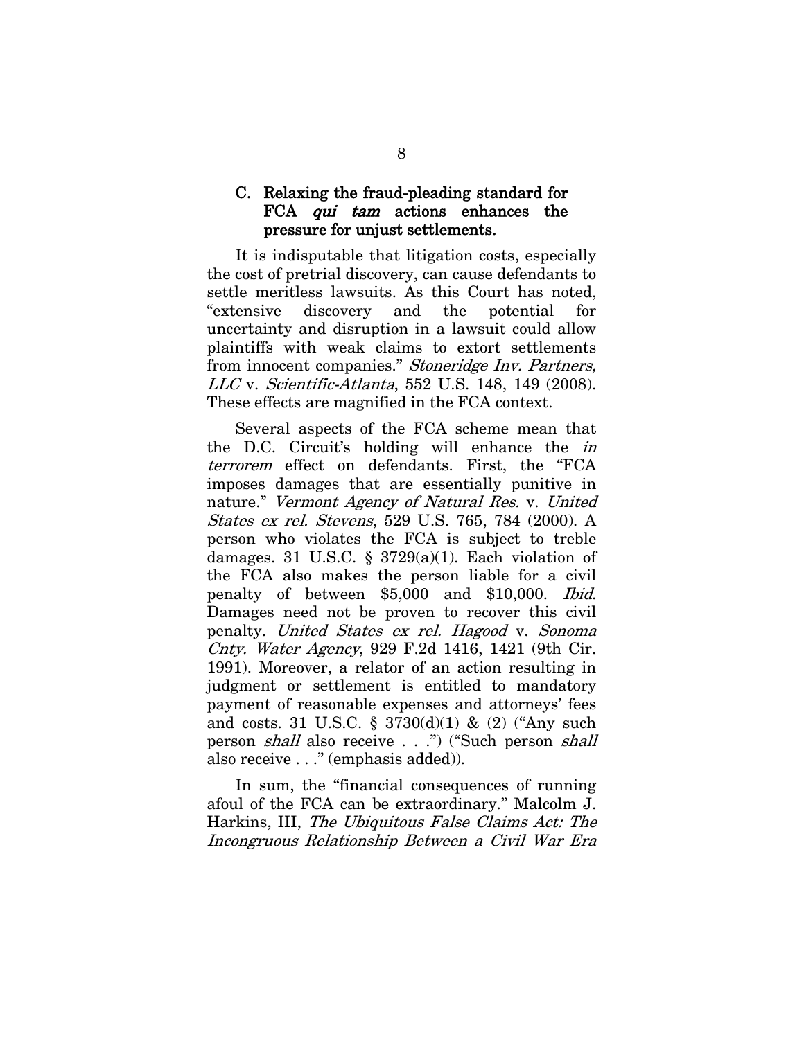### C. Relaxing the fraud-pleading standard for FCA *qui tam* actions enhances the pressure for unjust settlements.

It is indisputable that litigation costs, especially the cost of pretrial discovery, can cause defendants to settle meritless lawsuits. As this Court has noted, "extensive discovery and the potential for uncertainty and disruption in a lawsuit could allow plaintiffs with weak claims to extort settlements from innocent companies." *Stoneridge Inv. Partners, LLC* v. *Scientific-Atlanta*, 552 U.S. 148, 149 (2008). These effects are magnified in the FCA context.

Several aspects of the FCA scheme mean that the D.C. Circuit's holding will enhance the *in terrorem* effect on defendants. First, the "FCA imposes damages that are essentially punitive in nature." *Vermont Agency of Natural Res.* v. *United States ex rel. Stevens*, 529 U.S. 765, 784 (2000). A person who violates the FCA is subject to treble damages. 31 U.S.C. § 3729(a)(1). Each violation of the FCA also makes the person liable for a civil penalty of between $5,000 and $10,000. *Ibid.* Damages need not be proven to recover this civil penalty. *United States ex rel. Hagood* v. *Sonoma Cnty. Water Agency*, 929 F.2d 1416, 1421 (9th Cir. 1991). Moreover, a relator of an action resulting in judgment or settlement is entitled to mandatory payment of reasonable expenses and attorneys' fees and costs. 31 U.S.C. § 3730(d)(1) & (2) ("Any such person *shall* also receive . . .") ("Such person *shall* also receive . . ." (emphasis added)).

In sum, the "financial consequences of running afoul of the FCA can be extraordinary." Malcolm J. Harkins, III, *The Ubiquitous False Claims Act: The Incongruous Relationship Between a Civil War Era*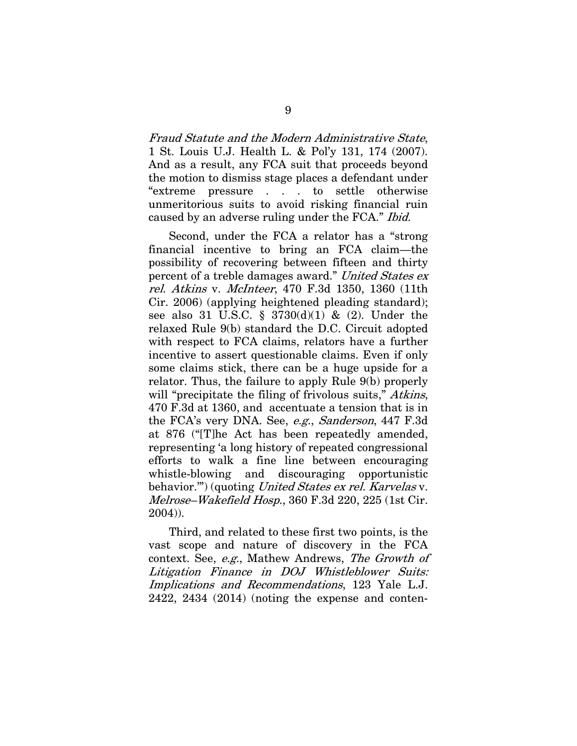*Fraud Statute and the Modern Administrative State*, 1 St. Louis U.J. Health L. & Pol'y 131, 174 (2007). And as a result, any FCA suit that proceeds beyond the motion to dismiss stage places a defendant under "extreme pressure . . . to settle otherwise unmeritorious suits to avoid risking financial ruin caused by an adverse ruling under the FCA." *Ibid.*

Second, under the FCA a relator has a "strong financial incentive to bring an FCA claim—the possibility of recovering between fifteen and thirty percent of a treble damages award." *United States ex rel. Atkins* v. *McInteer*, 470 F.3d 1350, 1360 (11th Cir. 2006) (applying heightened pleading standard); see also 31 U.S.C. § 3730(d)(1) & (2). Under the relaxed Rule 9(b) standard the D.C. Circuit adopted with respect to FCA claims, relators have a further incentive to assert questionable claims. Even if only some claims stick, there can be a huge upside for a relator. Thus, the failure to apply Rule 9(b) properly will "precipitate the filing of frivolous suits," *Atkins*, 470 F.3d at 1360, and accentuate a tension that is in the FCA's very DNA. See, *e.g.*, *Sanderson*, 447 F.3d at 876 ("[T]he Act has been repeatedly amended, representing 'a long history of repeated congressional efforts to walk a fine line between encouraging whistle-blowing and discouraging opportunistic behavior.'") (quoting *United States ex rel. Karvelas* v. *Melrose–Wakefield Hosp.*, 360 F.3d 220, 225 (1st Cir. 2004)).

Third, and related to these first two points, is the vast scope and nature of discovery in the FCA context. See, *e.g.*, Mathew Andrews, *The Growth of Litigation Finance in DOJ Whistleblower Suits: Implications and Recommendations*, 123 Yale L.J. 2422, 2434 (2014) (noting the expense and conten-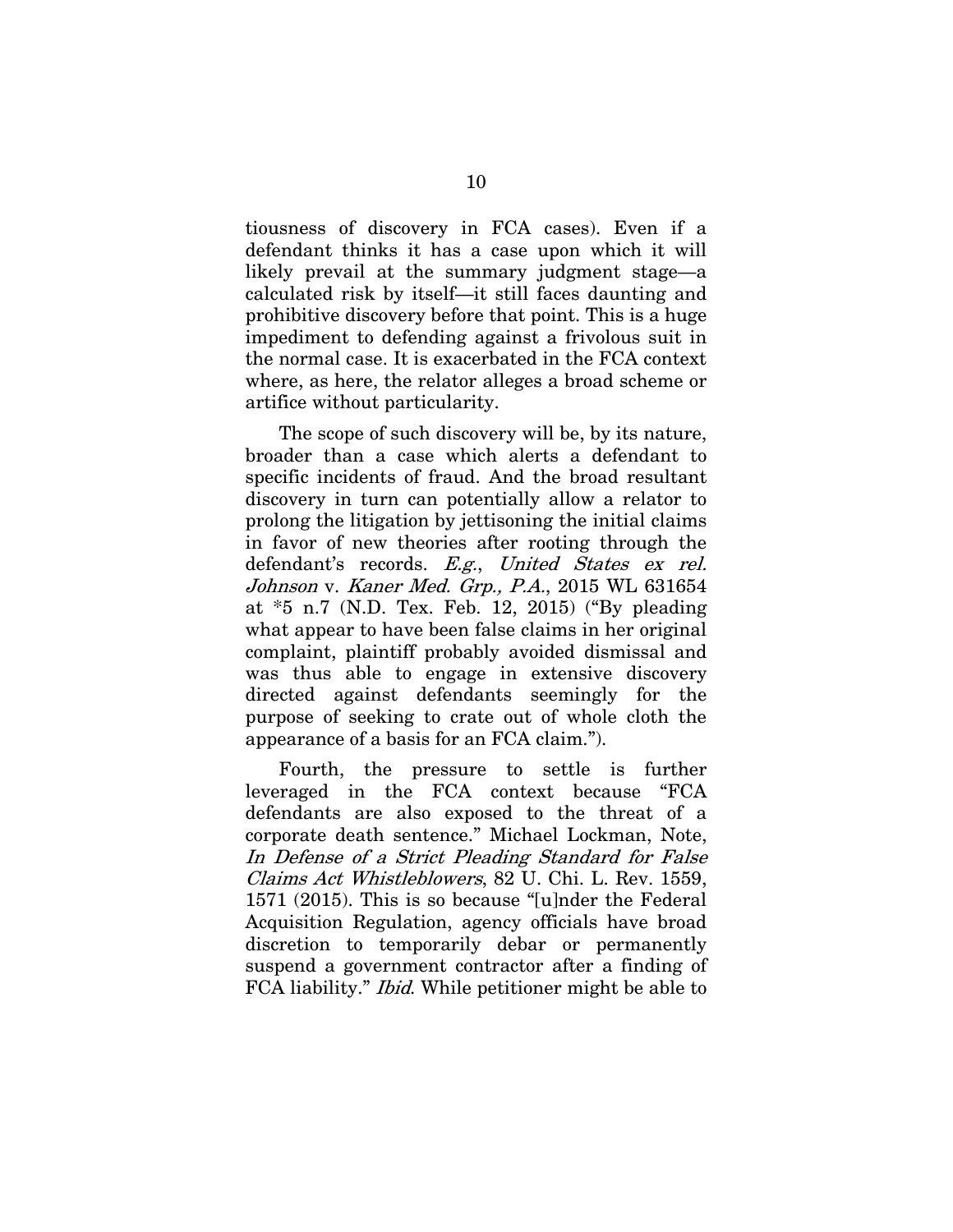tiousness of discovery in FCA cases). Even if a defendant thinks it has a case upon which it will likely prevail at the summary judgment stage—a calculated risk by itself—it still faces daunting and prohibitive discovery before that point. This is a huge impediment to defending against a frivolous suit in the normal case. It is exacerbated in the FCA context where, as here, the relator alleges a broad scheme or artifice without particularity.

The scope of such discovery will be, by its nature, broader than a case which alerts a defendant to specific incidents of fraud. And the broad resultant discovery in turn can potentially allow a relator to prolong the litigation by jettisoning the initial claims in favor of new theories after rooting through the defendant's records. *E.g.*, *United States ex rel. Johnson* v. *Kaner Med. Grp., P.A.*, 2015 WL 631654 at *5 n.7 (N.D. Tex. Feb. 12, 2015) ("By pleading what appear to have been false claims in her original complaint, plaintiff probably avoided dismissal and was thus able to engage in extensive discovery directed against defendants seemingly for the purpose of seeking to crate out of whole cloth the appearance of a basis for an FCA claim.").

Fourth, the pressure to settle is further leveraged in the FCA context because "FCA defendants are also exposed to the threat of a corporate death sentence." Michael Lockman, Note, *In Defense of a Strict Pleading Standard for False Claims Act Whistleblowers*, 82 U. Chi. L. Rev. 1559, 1571 (2015). This is so because "[u]nder the Federal Acquisition Regulation, agency officials have broad discretion to temporarily debar or permanently suspend a government contractor after a finding of FCA liability." *Ibid.* While petitioner might be able to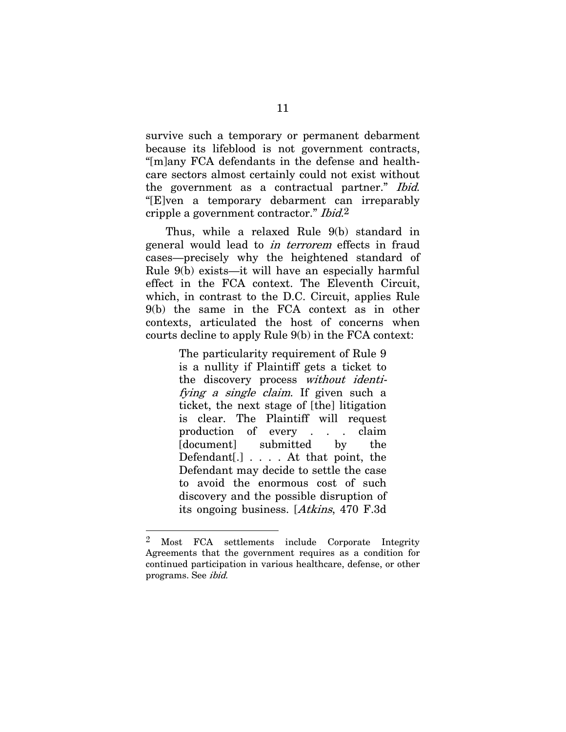survive such a temporary or permanent debarment because its lifeblood is not government contracts, "[m]any FCA defendants in the defense and healthcare sectors almost certainly could not exist without the government as a contractual partner." *Ibid.* "[E]ven a temporary debarment can irreparably cripple a government contractor." *Ibid.*[2]

Thus, while a relaxed Rule 9(b) standard in general would lead to *in terrorem* effects in fraud cases—precisely why the heightened standard of Rule 9(b) exists—it will have an especially harmful effect in the FCA context. The Eleventh Circuit, which, in contrast to the D.C. Circuit, applies Rule 9(b) the same in the FCA context as in other contexts, articulated the host of concerns when courts decline to apply Rule 9(b) in the FCA context:

> The particularity requirement of Rule 9 is a nullity if Plaintiff gets a ticket to the discovery process *without identifying a single claim*. If given such a ticket, the next stage of [the] litigation is clear. The Plaintiff will request production of every . . . claim [document] submitted by the Defendant[.] . . . . At that point, the Defendant may decide to settle the case to avoid the enormous cost of such discovery and the possible disruption of its ongoing business. [*Atkins*, 470 F.3d

---

[2] Most FCA settlements include Corporate Integrity Agreements that the government requires as a condition for continued participation in various healthcare, defense, or other programs. See *ibid.*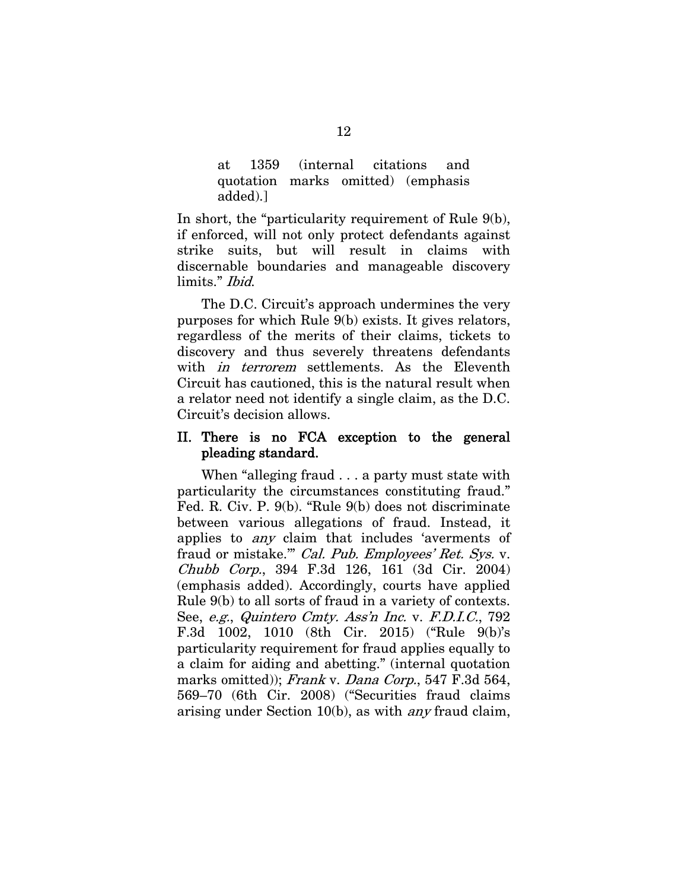at 1359 (internal citations and quotation marks omitted) (emphasis added).]

In short, the "particularity requirement of Rule 9(b), if enforced, will not only protect defendants against strike suits, but will result in claims with discernable boundaries and manageable discovery limits." *Ibid.*

The D.C. Circuit's approach undermines the very purposes for which Rule 9(b) exists. It gives relators, regardless of the merits of their claims, tickets to discovery and thus severely threatens defendants with *in terrorem* settlements. As the Eleventh Circuit has cautioned, this is the natural result when a relator need not identify a single claim, as the D.C. Circuit's decision allows.

## II. There is no FCA exception to the general pleading standard.

When "alleging fraud . . . a party must state with particularity the circumstances constituting fraud." Fed. R. Civ. P. 9(b). "Rule 9(b) does not discriminate between various allegations of fraud. Instead, it applies to *any* claim that includes 'averments of fraud or mistake.'" *Cal. Pub. Employees' Ret. Sys.* v. *Chubb Corp.*, 394 F.3d 126, 161 (3d Cir. 2004) (emphasis added). Accordingly, courts have applied Rule 9(b) to all sorts of fraud in a variety of contexts. See, *e.g.*, *Quintero Cmty. Ass'n Inc.* v. *F.D.I.C.*, 792 F.3d 1002, 1010 (8th Cir. 2015) ("Rule 9(b)'s particularity requirement for fraud applies equally to a claim for aiding and abetting." (internal quotation marks omitted)); *Frank* v. *Dana Corp.*, 547 F.3d 564, 569–70 (6th Cir. 2008) ("Securities fraud claims arising under Section 10(b), as with *any* fraud claim,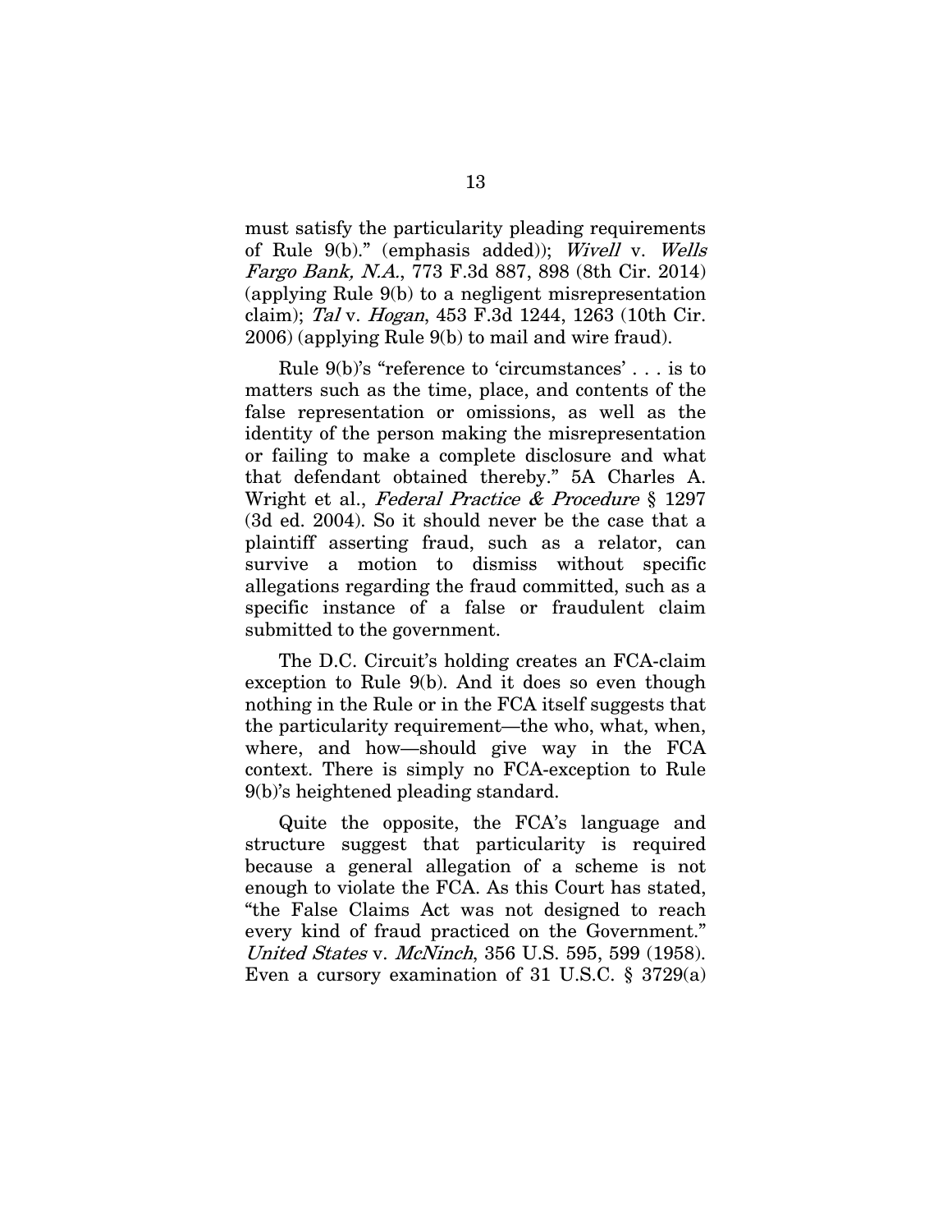must satisfy the particularity pleading requirements of Rule 9(b)." (emphasis added)); *Wivell* v. *Wells Fargo Bank, N.A.*, 773 F.3d 887, 898 (8th Cir. 2014) (applying Rule 9(b) to a negligent misrepresentation claim); *Tal* v. *Hogan*, 453 F.3d 1244, 1263 (10th Cir. 2006) (applying Rule 9(b) to mail and wire fraud).

Rule 9(b)'s "reference to 'circumstances' . . . is to matters such as the time, place, and contents of the false representation or omissions, as well as the identity of the person making the misrepresentation or failing to make a complete disclosure and what that defendant obtained thereby." 5A Charles A. Wright et al., *Federal Practice & Procedure* § 1297 (3d ed. 2004). So it should never be the case that a plaintiff asserting fraud, such as a relator, can survive a motion to dismiss without specific allegations regarding the fraud committed, such as a specific instance of a false or fraudulent claim submitted to the government.

The D.C. Circuit's holding creates an FCA-claim exception to Rule 9(b). And it does so even though nothing in the Rule or in the FCA itself suggests that the particularity requirement—the who, what, when, where, and how—should give way in the FCA context. There is simply no FCA-exception to Rule 9(b)'s heightened pleading standard.

Quite the opposite, the FCA's language and structure suggest that particularity is required because a general allegation of a scheme is not enough to violate the FCA. As this Court has stated, "the False Claims Act was not designed to reach every kind of fraud practiced on the Government." *United States* v. *McNinch*, 356 U.S. 595, 599 (1958). Even a cursory examination of 31 U.S.C. § 3729(a)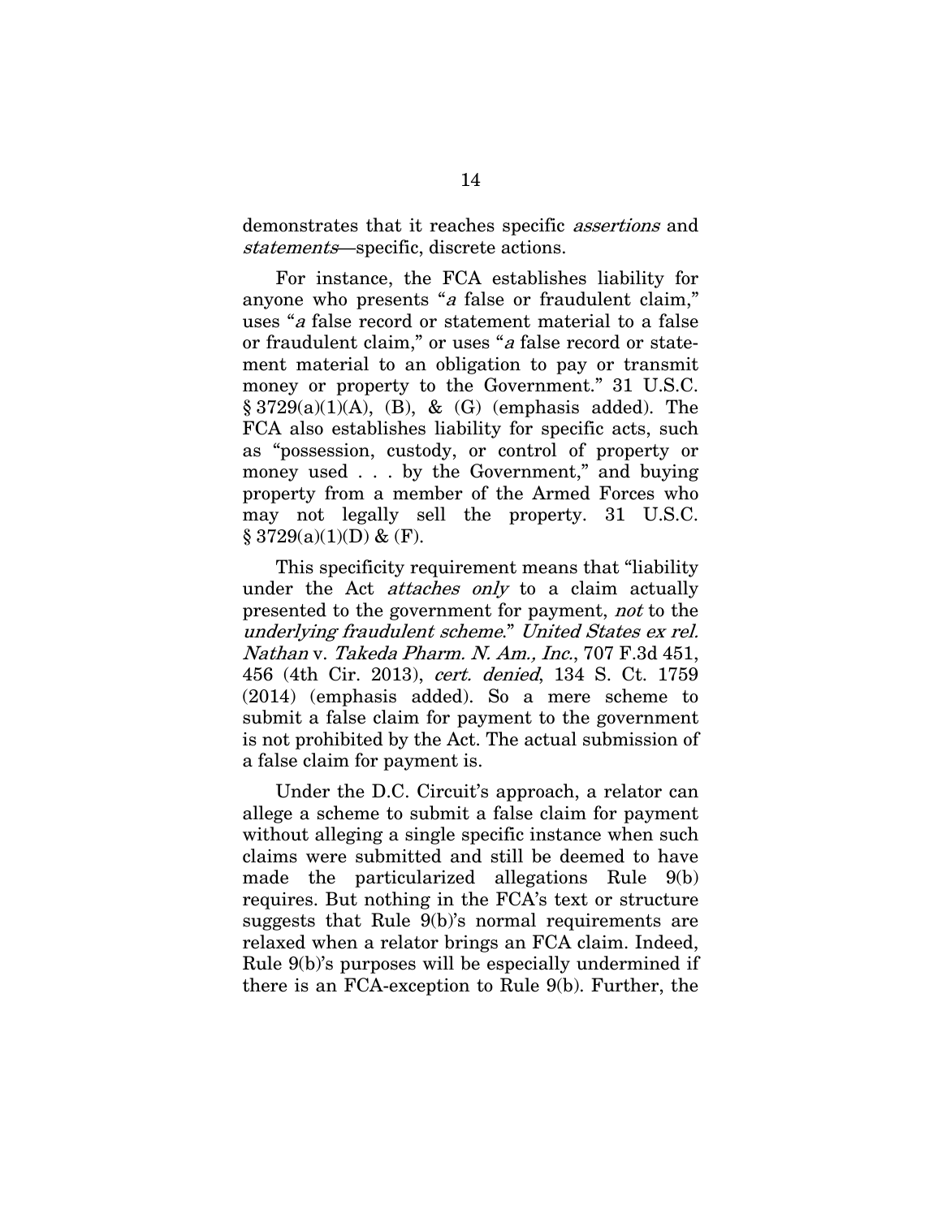demonstrates that it reaches specific *assertions* and *statements*—specific, discrete actions.

For instance, the FCA establishes liability for anyone who presents "*a* false or fraudulent claim," uses "*a* false record or statement material to a false or fraudulent claim," or uses "*a* false record or statement material to an obligation to pay or transmit money or property to the Government." 31 U.S.C. § 3729(a)(1)(A), (B), & (G) (emphasis added). The FCA also establishes liability for specific acts, such as "possession, custody, or control of property or money used . . . by the Government," and buying property from a member of the Armed Forces who may not legally sell the property. 31 U.S.C. § 3729(a)(1)(D) & (F).

This specificity requirement means that "liability under the Act *attaches only* to a claim actually presented to the government for payment, *not* to the *underlying fraudulent scheme*." *United States ex rel. Nathan* v. *Takeda Pharm. N. Am., Inc.*, 707 F.3d 451, 456 (4th Cir. 2013), *cert. denied*, 134 S. Ct. 1759 (2014) (emphasis added). So a mere scheme to submit a false claim for payment to the government is not prohibited by the Act. The actual submission of a false claim for payment is.

Under the D.C. Circuit's approach, a relator can allege a scheme to submit a false claim for payment without alleging a single specific instance when such claims were submitted and still be deemed to have made the particularized allegations Rule 9(b) requires. But nothing in the FCA's text or structure suggests that Rule 9(b)'s normal requirements are relaxed when a relator brings an FCA claim. Indeed, Rule 9(b)'s purposes will be especially undermined if there is an FCA-exception to Rule 9(b). Further, the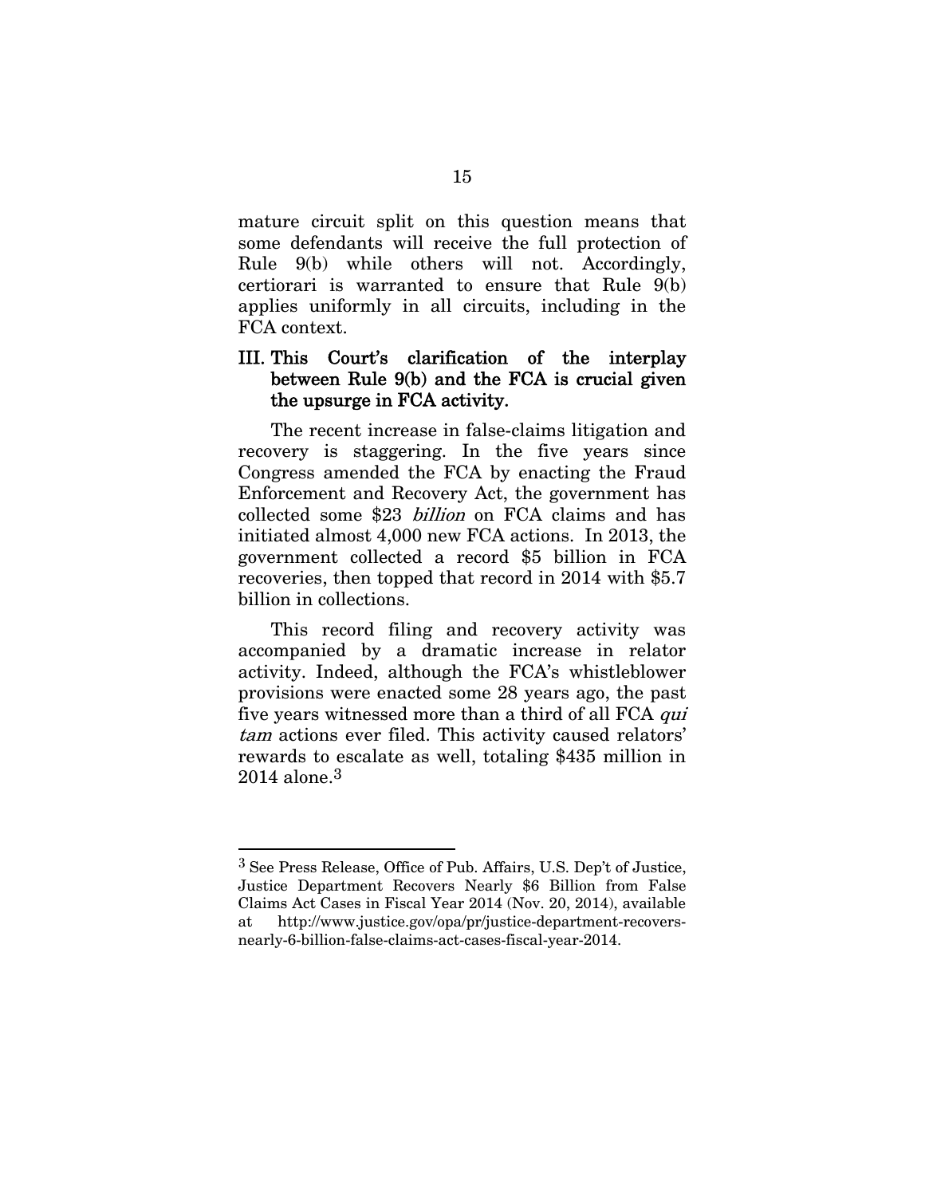mature circuit split on this question means that some defendants will receive the full protection of Rule 9(b) while others will not. Accordingly, certiorari is warranted to ensure that Rule 9(b) applies uniformly in all circuits, including in the FCA context.

## III. This Court's clarification of the interplay between Rule 9(b) and the FCA is crucial given the upsurge in FCA activity.

The recent increase in false-claims litigation and recovery is staggering. In the five years since Congress amended the FCA by enacting the Fraud Enforcement and Recovery Act, the government has collected some $23 *billion* on FCA claims and has initiated almost 4,000 new FCA actions. In 2013, the government collected a record $5 billion in FCA recoveries, then topped that record in 2014 with $5.7 billion in collections.

This record filing and recovery activity was accompanied by a dramatic increase in relator activity. Indeed, although the FCA's whistleblower provisions were enacted some 28 years ago, the past five years witnessed more than a third of all FCA *qui tam* actions ever filed. This activity caused relators' rewards to escalate as well, totaling $435 million in 2014 alone.[3]

---

[3] See Press Release, Office of Pub. Affairs, U.S. Dep't of Justice, Justice Department Recovers Nearly $6 Billion from False Claims Act Cases in Fiscal Year 2014 (Nov. 20, 2014), available at http://www.justice.gov/opa/pr/justice-department-recovers-nearly-6-billion-false-claims-act-cases-fiscal-year-2014.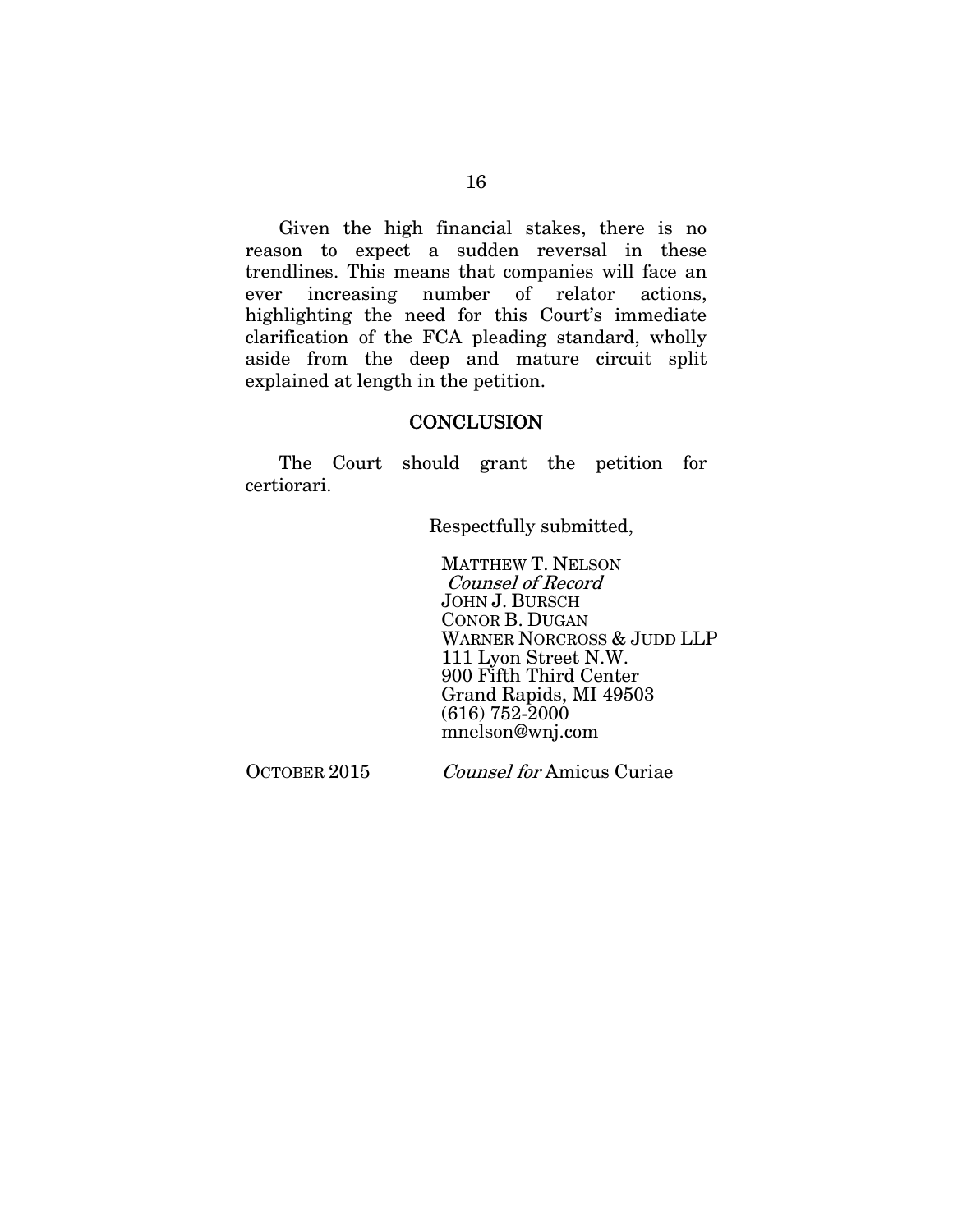Given the high financial stakes, there is no reason to expect a sudden reversal in these trendlines. This means that companies will face an ever increasing number of relator actions, highlighting the need for this Court's immediate clarification of the FCA pleading standard, wholly aside from the deep and mature circuit split explained at length in the petition.

## CONCLUSION

The Court should grant the petition for certiorari.

Respectfully submitted,

MATTHEW T. NELSON
*Counsel of Record*
JOHN J. BURSCH
CONOR B. DUGAN
WARNER NORCROSS & JUDD LLP
111 Lyon Street N.W.
900 Fifth Third Center
Grand Rapids, MI 49503
(616) 752-2000
mnelson@wnj.com

OCTOBER 2015

*Counsel for* Amicus Curiae